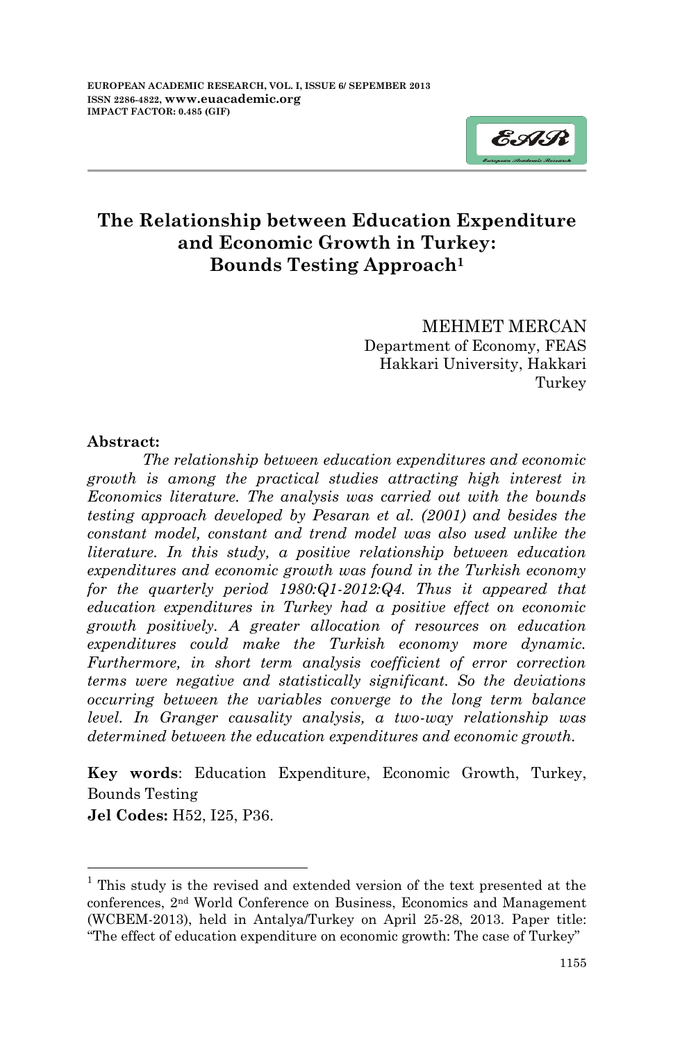# The Relationship between Education Expenditure and Economic Growth in Turkey: Bounds Testing Approach[1]

MEHMET MERCAN
Department of Economy, FEAS
Hakkari University, Hakkari
Turkey

**Abstract:**

*The relationship between education expenditures and economic growth is among the practical studies attracting high interest in Economics literature. The analysis was carried out with the bounds testing approach developed by Pesaran et al. (2001) and besides the constant model, constant and trend model was also used unlike the literature. In this study, a positive relationship between education expenditures and economic growth was found in the Turkish economy for the quarterly period 1980:Q1-2012:Q4. Thus it appeared that education expenditures in Turkey had a positive effect on economic growth positively. A greater allocation of resources on education expenditures could make the Turkish economy more dynamic. Furthermore, in short term analysis coefficient of error correction terms were negative and statistically significant. So the deviations occurring between the variables converge to the long term balance level. In Granger causality analysis, a two-way relationship was determined between the education expenditures and economic growth.*

**Key words**: Education Expenditure, Economic Growth, Turkey, Bounds Testing

**Jel Codes:** H52, I25, P36.

---

[1] This study is the revised and extended version of the text presented at the conferences, 2nd World Conference on Business, Economics and Management (WCBEM-2013), held in Antalya/Turkey on April 25-28, 2013. Paper title: "The effect of education expenditure on economic growth: The case of Turkey"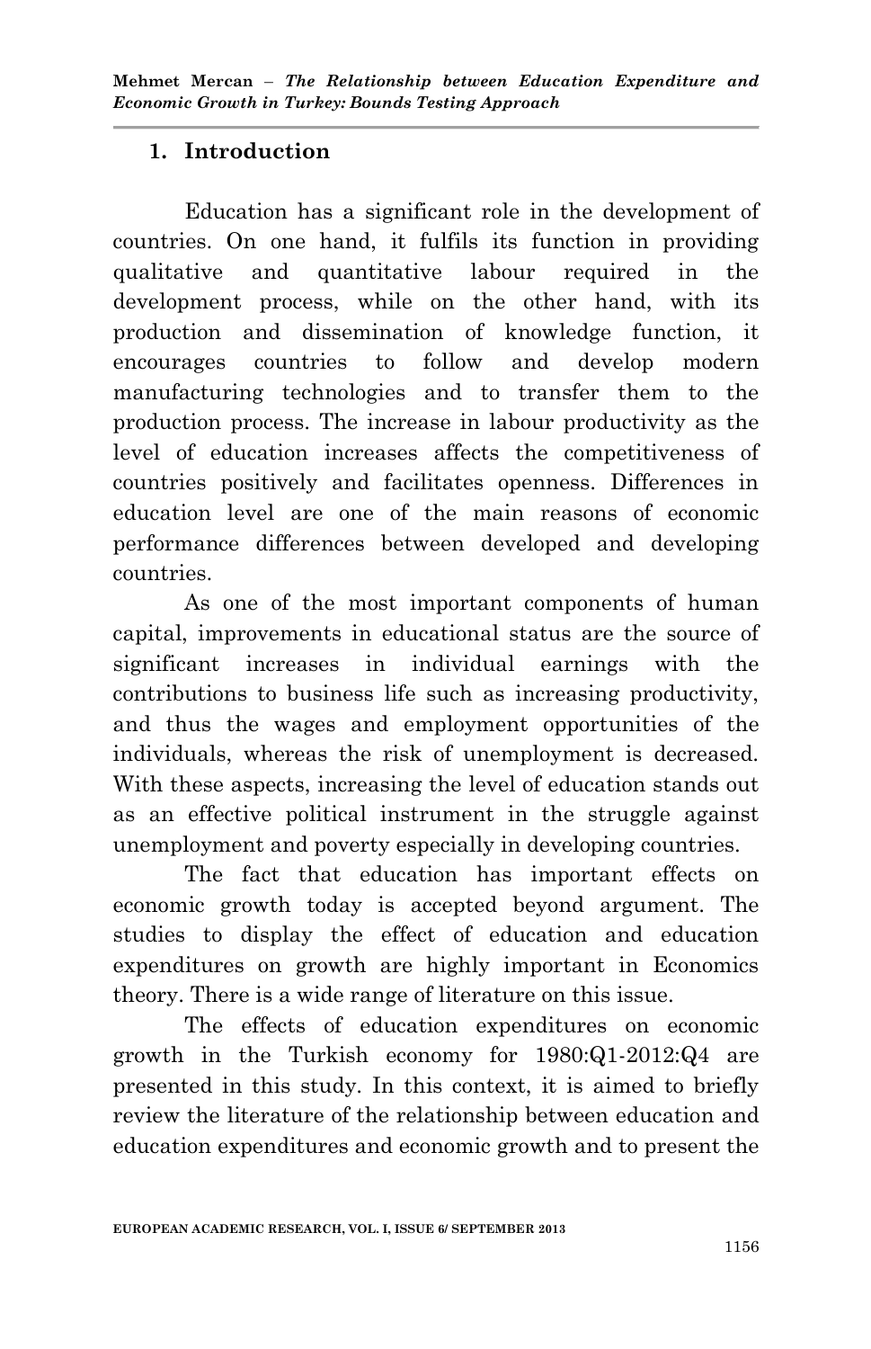## 1. Introduction

Education has a significant role in the development of countries. On one hand, it fulfils its function in providing qualitative and quantitative labour required in the development process, while on the other hand, with its production and dissemination of knowledge function, it encourages countries to follow and develop modern manufacturing technologies and to transfer them to the production process. The increase in labour productivity as the level of education increases affects the competitiveness of countries positively and facilitates openness. Differences in education level are one of the main reasons of economic performance differences between developed and developing countries.

As one of the most important components of human capital, improvements in educational status are the source of significant increases in individual earnings with the contributions to business life such as increasing productivity, and thus the wages and employment opportunities of the individuals, whereas the risk of unemployment is decreased. With these aspects, increasing the level of education stands out as an effective political instrument in the struggle against unemployment and poverty especially in developing countries.

The fact that education has important effects on economic growth today is accepted beyond argument. The studies to display the effect of education and education expenditures on growth are highly important in Economics theory. There is a wide range of literature on this issue.

The effects of education expenditures on economic growth in the Turkish economy for 1980:Q1-2012:Q4 are presented in this study. In this context, it is aimed to briefly review the literature of the relationship between education and education expenditures and economic growth and to present the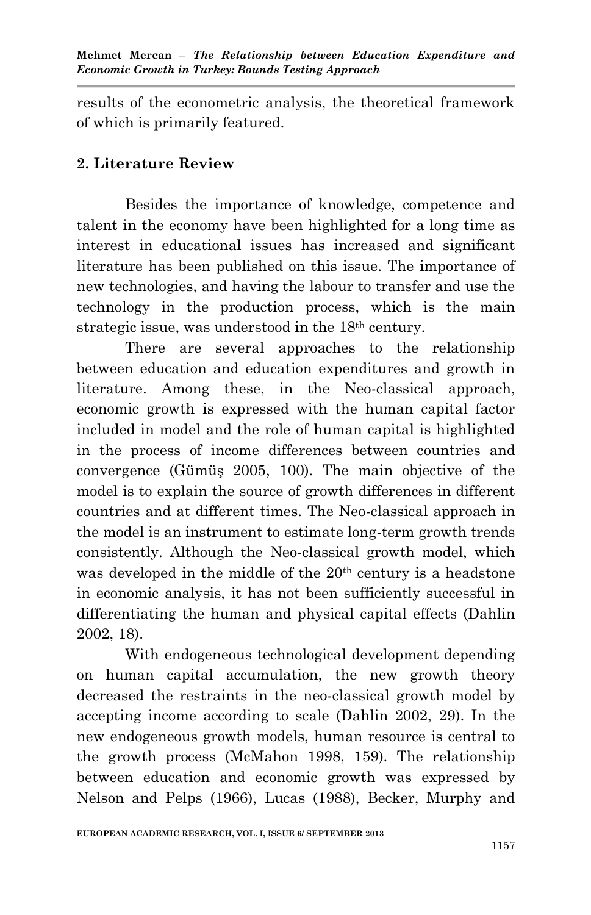results of the econometric analysis, the theoretical framework of which is primarily featured.

## 2. Literature Review

Besides the importance of knowledge, competence and talent in the economy have been highlighted for a long time as interest in educational issues has increased and significant literature has been published on this issue. The importance of new technologies, and having the labour to transfer and use the technology in the production process, which is the main strategic issue, was understood in the 18th century.

There are several approaches to the relationship between education and education expenditures and growth in literature. Among these, in the Neo-classical approach, economic growth is expressed with the human capital factor included in model and the role of human capital is highlighted in the process of income differences between countries and convergence (Gümüş 2005, 100). The main objective of the model is to explain the source of growth differences in different countries and at different times. The Neo-classical approach in the model is an instrument to estimate long-term growth trends consistently. Although the Neo-classical growth model, which was developed in the middle of the 20th century is a headstone in economic analysis, it has not been sufficiently successful in differentiating the human and physical capital effects (Dahlin 2002, 18).

With endogeneous technological development depending on human capital accumulation, the new growth theory decreased the restraints in the neo-classical growth model by accepting income according to scale (Dahlin 2002, 29). In the new endogeneous growth models, human resource is central to the growth process (McMahon 1998, 159). The relationship between education and economic growth was expressed by Nelson and Pelps (1966), Lucas (1988), Becker, Murphy and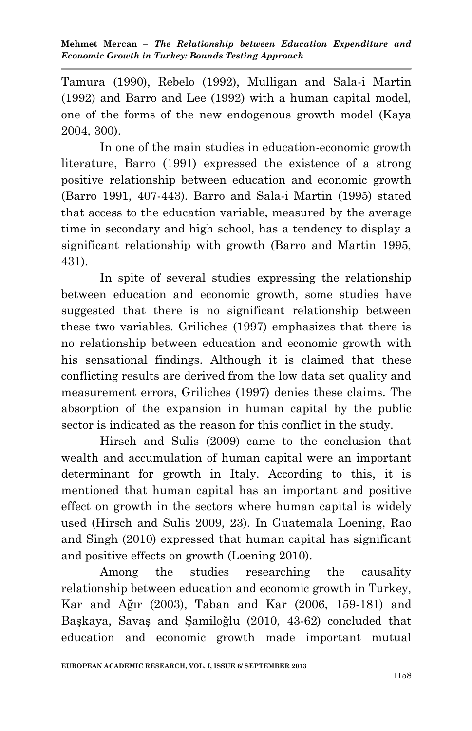Tamura (1990), Rebelo (1992), Mulligan and Sala-i Martin (1992) and Barro and Lee (1992) with a human capital model, one of the forms of the new endogenous growth model (Kaya 2004, 300).

In one of the main studies in education-economic growth literature, Barro (1991) expressed the existence of a strong positive relationship between education and economic growth (Barro 1991, 407-443). Barro and Sala-i Martin (1995) stated that access to the education variable, measured by the average time in secondary and high school, has a tendency to display a significant relationship with growth (Barro and Martin 1995, 431).

In spite of several studies expressing the relationship between education and economic growth, some studies have suggested that there is no significant relationship between these two variables. Griliches (1997) emphasizes that there is no relationship between education and economic growth with his sensational findings. Although it is claimed that these conflicting results are derived from the low data set quality and measurement errors, Griliches (1997) denies these claims. The absorption of the expansion in human capital by the public sector is indicated as the reason for this conflict in the study.

Hirsch and Sulis (2009) came to the conclusion that wealth and accumulation of human capital were an important determinant for growth in Italy. According to this, it is mentioned that human capital has an important and positive effect on growth in the sectors where human capital is widely used (Hirsch and Sulis 2009, 23). In Guatemala Loening, Rao and Singh (2010) expressed that human capital has significant and positive effects on growth (Loening 2010).

Among the studies researching the causality relationship between education and economic growth in Turkey, Kar and Ağır (2003), Taban and Kar (2006, 159-181) and Başkaya, Savaş and Şamiloğlu (2010, 43-62) concluded that education and economic growth made important mutual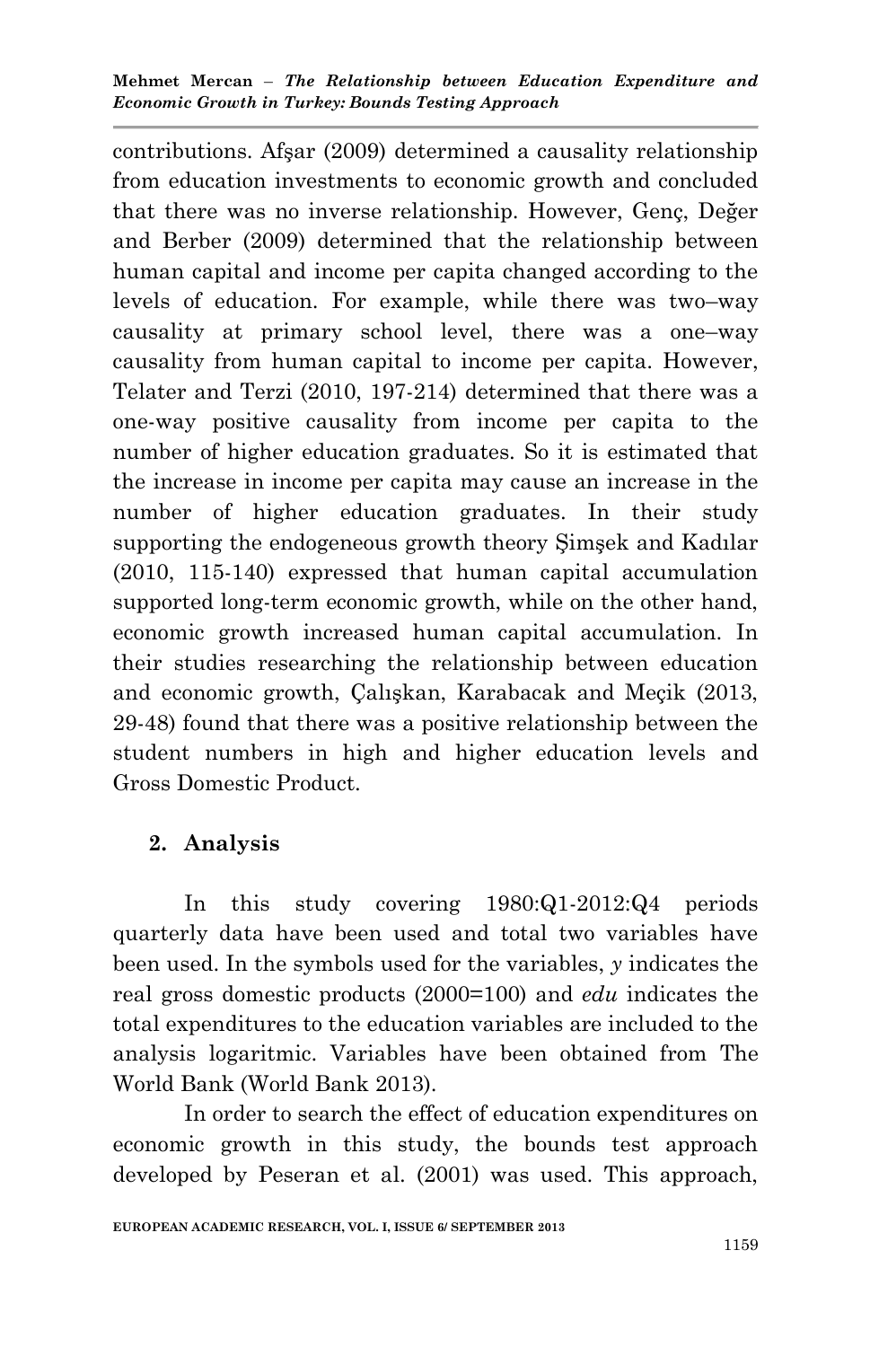contributions. Afşar (2009) determined a causality relationship from education investments to economic growth and concluded that there was no inverse relationship. However, Genç, Değer and Berber (2009) determined that the relationship between human capital and income per capita changed according to the levels of education. For example, while there was two–way causality at primary school level, there was a one–way causality from human capital to income per capita. However, Telater and Terzi (2010, 197-214) determined that there was a one-way positive causality from income per capita to the number of higher education graduates. So it is estimated that the increase in income per capita may cause an increase in the number of higher education graduates. In their study supporting the endogeneous growth theory Şimşek and Kadılar (2010, 115-140) expressed that human capital accumulation supported long-term economic growth, while on the other hand, economic growth increased human capital accumulation. In their studies researching the relationship between education and economic growth, Çalışkan, Karabacak and Meçik (2013, 29-48) found that there was a positive relationship between the student numbers in high and higher education levels and Gross Domestic Product.

## 2. Analysis

In this study covering 1980:Q1-2012:Q4 periods quarterly data have been used and total two variables have been used. In the symbols used for the variables, *y* indicates the real gross domestic products (2000=100) and *edu* indicates the total expenditures to the education variables are included to the analysis logaritmic. Variables have been obtained from The World Bank (World Bank 2013).

In order to search the effect of education expenditures on economic growth in this study, the bounds test approach developed by Peseran et al. (2001) was used. This approach,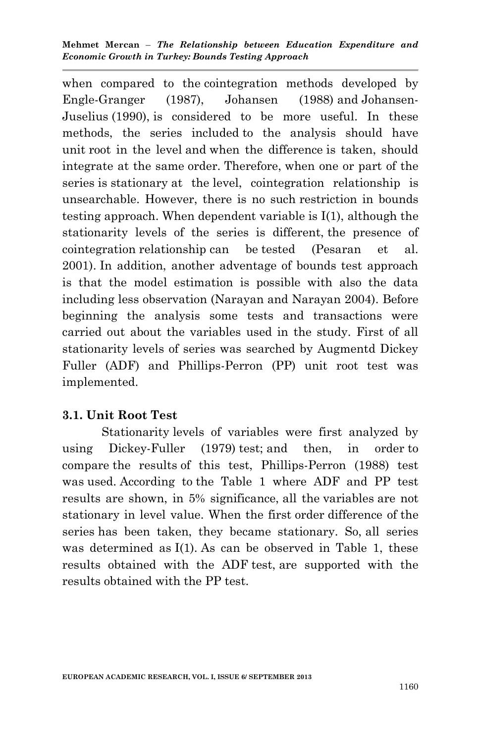when compared to the cointegration methods developed by Engle-Granger (1987), Johansen (1988) and Johansen-Juselius (1990), is considered to be more useful. In these methods, the series included to the analysis should have unit root in the level and when the difference is taken, should integrate at the same order. Therefore, when one or part of the series is stationary at the level, cointegration relationship is unsearchable. However, there is no such restriction in bounds testing approach. When dependent variable is I(1), although the stationarity levels of the series is different, the presence of cointegration relationship can be tested (Pesaran et al. 2001). In addition, another adventage of bounds test approach is that the model estimation is possible with also the data including less observation (Narayan and Narayan 2004). Before beginning the analysis some tests and transactions were carried out about the variables used in the study. First of all stationarity levels of series was searched by Augmentd Dickey Fuller (ADF) and Phillips-Perron (PP) unit root test was implemented.

### 3.1. Unit Root Test

Stationarity levels of variables were first analyzed by using Dickey-Fuller (1979) test; and then, in order to compare the results of this test, Phillips-Perron (1988) test was used. According to the Table 1 where ADF and PP test results are shown, in 5% significance, all the variables are not stationary in level value. When the first order difference of the series has been taken, they became stationary. So, all series was determined as I(1). As can be observed in Table 1, these results obtained with the ADF test, are supported with the results obtained with the PP test.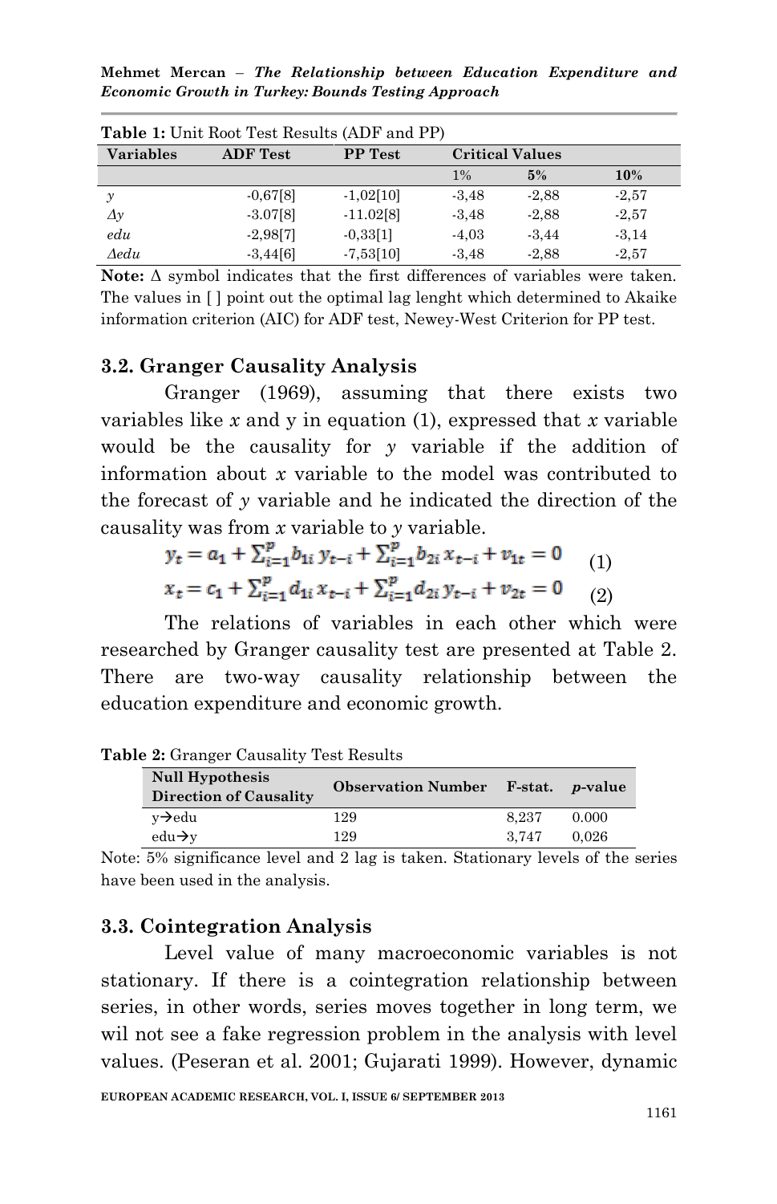**Table 1:** Unit Root Test Results (ADF and PP)

| Variables | ADF Test | PP Test | Critical Values | | |
|---|---|---|---|---|---|
| | | | 1% | 5% | 10% |
| *y* | -0,67[8] | -1,02[10] | -3,48 | -2,88 | -2,57 |
| *Δy* | -3.07[8] | -11.02[8] | -3,48 | -2,88 | -2,57 |
| *edu* | -2,98[7] | -0,33[1] | -4,03 | -3,44 | -3,14 |
| *Δedu* | -3,44[6] | -7,53[10] | -3,48 | -2,88 | -2,57 |

**Note:** Δ symbol indicates that the first differences of variables were taken. The values in [ ] point out the optimal lag lenght which determined to Akaike information criterion (AIC) for ADF test, Newey-West Criterion for PP test.

### 3.2. Granger Causality Analysis

Granger (1969), assuming that there exists two variables like *x* and y in equation (1), expressed that *x* variable would be the causality for *y* variable if the addition of information about *x* variable to the model was contributed to the forecast of *y* variable and he indicated the direction of the causality was from *x* variable to *y* variable.

$$y_t = a_1 + \sum_{i=1}^{p} b_{1i}\, y_{t-i} + \sum_{i=1}^{p} b_{2i}\, x_{t-i} + v_{1t} = 0 \quad (1)$$

$$x_t = c_1 + \sum_{i=1}^{p} d_{1i}\, x_{t-i} + \sum_{i=1}^{p} d_{2i}\, y_{t-i} + v_{2t} = 0 \quad (2)$$

The relations of variables in each other which were researched by Granger causality test are presented at Table 2. There are two-way causality relationship between the education expenditure and economic growth.

**Table 2:** Granger Causality Test Results

| Null Hypothesis Direction of Causality | Observation Number | F-stat. | *p*-value |
|---|---|---|---|
| y→edu | 129 | 8,237 | 0.000 |
| edu→y | 129 | 3,747 | 0,026 |

Note: 5% significance level and 2 lag is taken. Stationary levels of the series have been used in the analysis.

### 3.3. Cointegration Analysis

Level value of many macroeconomic variables is not stationary. If there is a cointegration relationship between series, in other words, series moves together in long term, we wil not see a fake regression problem in the analysis with level values. (Peseran et al. 2001; Gujarati 1999). However, dynamic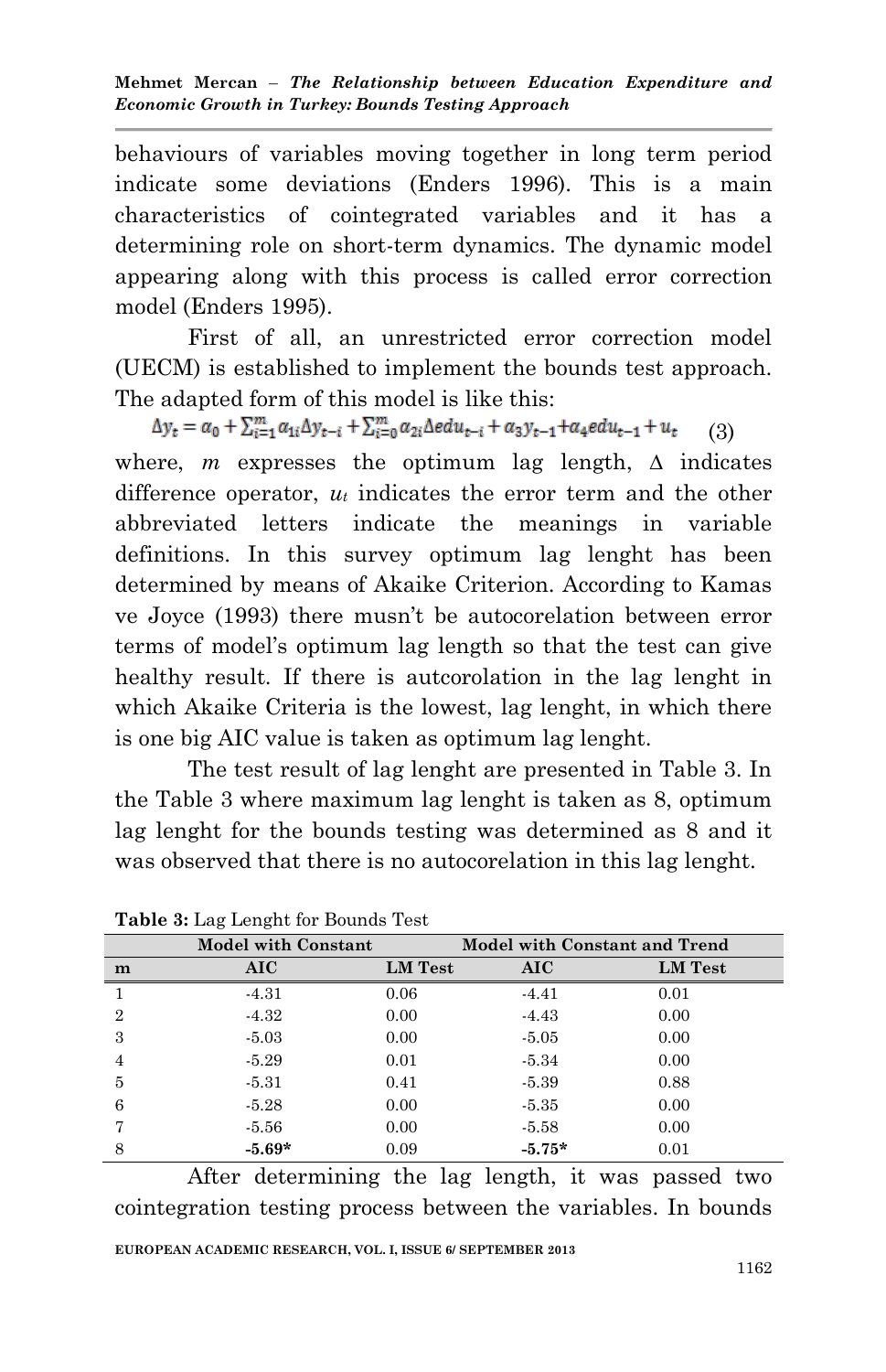behaviours of variables moving together in long term period indicate some deviations (Enders 1996). This is a main characteristics of cointegrated variables and it has a determining role on short-term dynamics. The dynamic model appearing along with this process is called error correction model (Enders 1995).

First of all, an unrestricted error correction model (UECM) is established to implement the bounds test approach. The adapted form of this model is like this:

$$\Delta y_t = \alpha_0 + \sum_{i=1}^{m} \alpha_{1i} \Delta y_{t-i} + \sum_{i=0}^{m} \alpha_{2i} \Delta edu_{t-i} + \alpha_3 y_{t-1} + \alpha_4 edu_{t-1} + u_t \quad (3)$$

where, $m$ expresses the optimum lag length, $\Delta$ indicates difference operator, $u_t$ indicates the error term and the other abbreviated letters indicate the meanings in variable definitions. In this survey optimum lag lenght has been determined by means of Akaike Criterion. According to Kamas ve Joyce (1993) there musn't be autocorelation between error terms of model's optimum lag length so that the test can give healthy result. If there is autcorolation in the lag lenght in which Akaike Criteria is the lowest, lag lenght, in which there is one big AIC value is taken as optimum lag lenght.

The test result of lag lenght are presented in Table 3. In the Table 3 where maximum lag lenght is taken as 8, optimum lag lenght for the bounds testing was determined as 8 and it was observed that there is no autocorelation in this lag lenght.

**Table 3:** Lag Lenght for Bounds Test

| | Model with Constant | | Model with Constant and Trend | |
|---|---|---|---|---|
| **m** | **AIC** | **LM Test** | **AIC** | **LM Test** |
| 1 | -4.31 | 0.06 | -4.41 | 0.01 |
| 2 | -4.32 | 0.00 | -4.43 | 0.00 |
| 3 | -5.03 | 0.00 | -5.05 | 0.00 |
| 4 | -5.29 | 0.01 | -5.34 | 0.00 |
| 5 | -5.31 | 0.41 | -5.39 | 0.88 |
| 6 | -5.28 | 0.00 | -5.35 | 0.00 |
| 7 | -5.56 | 0.00 | -5.58 | 0.00 |
| 8 | **-5.69*** | 0.09 | **-5.75*** | 0.01 |

After determining the lag length, it was passed two cointegration testing process between the variables. In bounds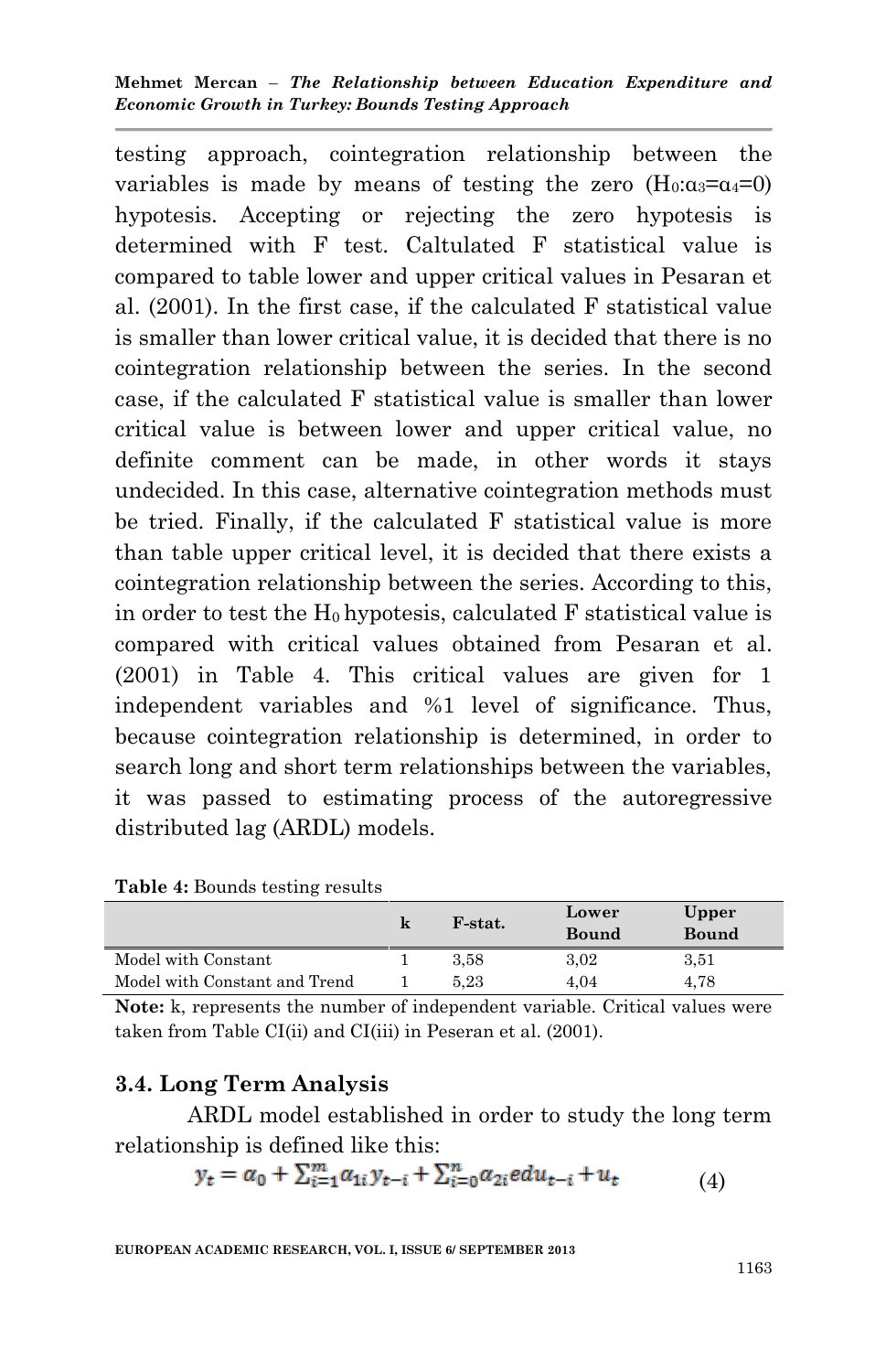testing approach, cointegration relationship between the variables is made by means of testing the zero ($H_0$:$\alpha_3$=$\alpha_4$=0) hypotesis. Accepting or rejecting the zero hypotesis is determined with F test. Caltulated F statistical value is compared to table lower and upper critical values in Pesaran et al. (2001). In the first case, if the calculated F statistical value is smaller than lower critical value, it is decided that there is no cointegration relationship between the series. In the second case, if the calculated F statistical value is smaller than lower critical value is between lower and upper critical value, no definite comment can be made, in other words it stays undecided. In this case, alternative cointegration methods must be tried. Finally, if the calculated F statistical value is more than table upper critical level, it is decided that there exists a cointegration relationship between the series. According to this, in order to test the $H_0$ hypotesis, calculated F statistical value is compared with critical values obtained from Pesaran et al. (2001) in Table 4. This critical values are given for 1 independent variables and %1 level of significance. Thus, because cointegration relationship is determined, in order to search long and short term relationships between the variables, it was passed to estimating process of the autoregressive distributed lag (ARDL) models.

**Table 4:** Bounds testing results

| | k | F-stat. | Lower Bound | Upper Bound |
|---|---|---|---|---|
| Model with Constant | 1 | 3,58 | 3,02 | 3,51 |
| Model with Constant and Trend | 1 | 5,23 | 4,04 | 4,78 |

**Note:** k, represents the number of independent variable. Critical values were taken from Table CI(ii) and CI(iii) in Peseran et al. (2001).

### 3.4. Long Term Analysis

ARDL model established in order to study the long term relationship is defined like this:

$$y_t = \alpha_0 + \sum_{i=1}^{m} \alpha_{1i} y_{t-i} + \sum_{i=0}^{n} \alpha_{2i} edu_{t-i} + u_t \qquad (4)$$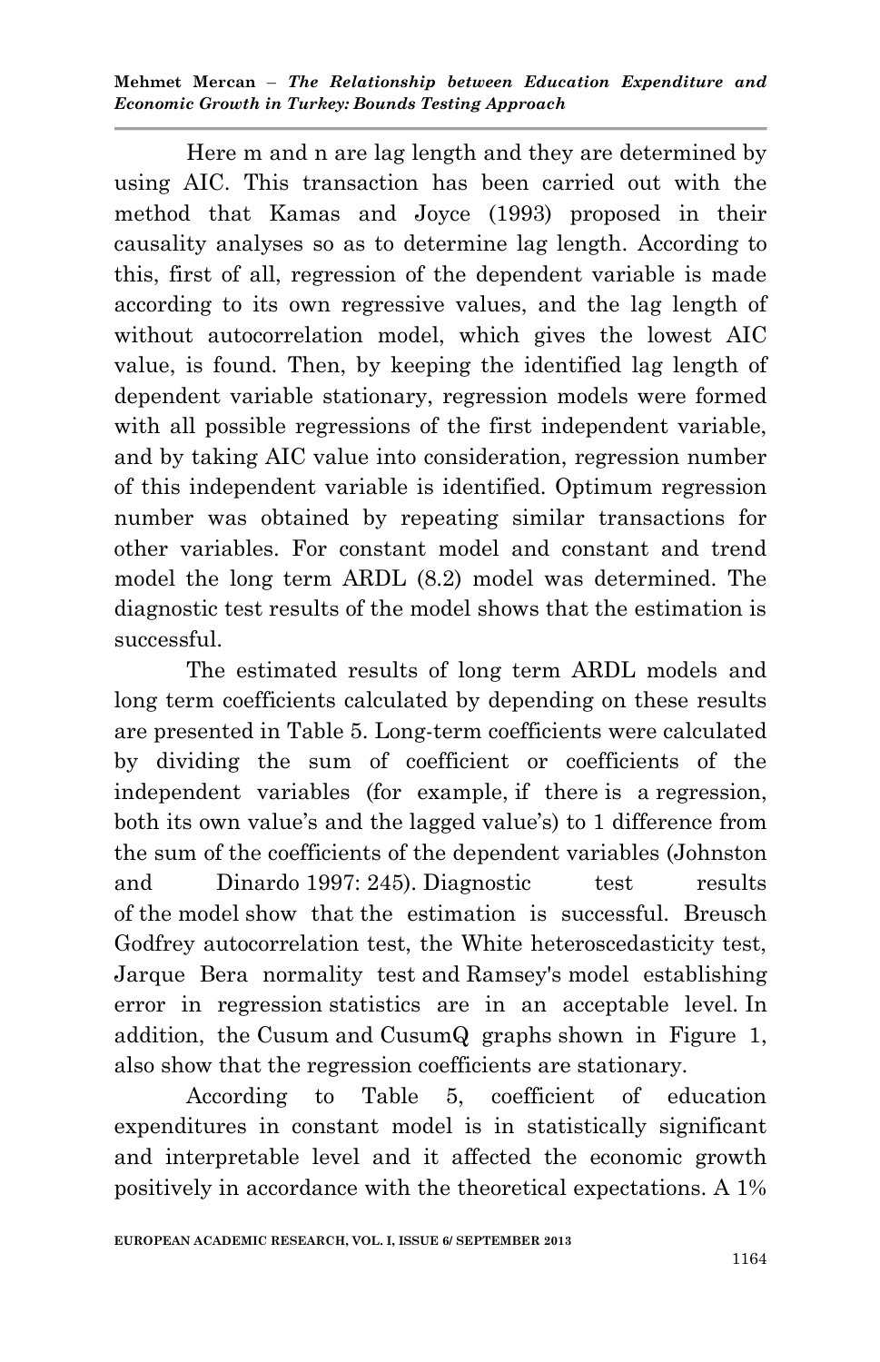Here m and n are lag length and they are determined by using AIC. This transaction has been carried out with the method that Kamas and Joyce (1993) proposed in their causality analyses so as to determine lag length. According to this, first of all, regression of the dependent variable is made according to its own regressive values, and the lag length of without autocorrelation model, which gives the lowest AIC value, is found. Then, by keeping the identified lag length of dependent variable stationary, regression models were formed with all possible regressions of the first independent variable, and by taking AIC value into consideration, regression number of this independent variable is identified. Optimum regression number was obtained by repeating similar transactions for other variables. For constant model and constant and trend model the long term ARDL (8.2) model was determined. The diagnostic test results of the model shows that the estimation is successful.

The estimated results of long term ARDL models and long term coefficients calculated by depending on these results are presented in Table 5. Long-term coefficients were calculated by dividing the sum of coefficient or coefficients of the independent variables (for example, if there is a regression, both its own value's and the lagged value's) to 1 difference from the sum of the coefficients of the dependent variables (Johnston and Dinardo 1997: 245). Diagnostic test results of the model show that the estimation is successful. Breusch Godfrey autocorrelation test, the White heteroscedasticity test, Jarque Bera normality test and Ramsey's model establishing error in regression statistics are in an acceptable level. In addition, the Cusum and CusumQ graphs shown in Figure 1, also show that the regression coefficients are stationary.

According to Table 5, coefficient of education expenditures in constant model is in statistically significant and interpretable level and it affected the economic growth positively in accordance with the theoretical expectations. A 1%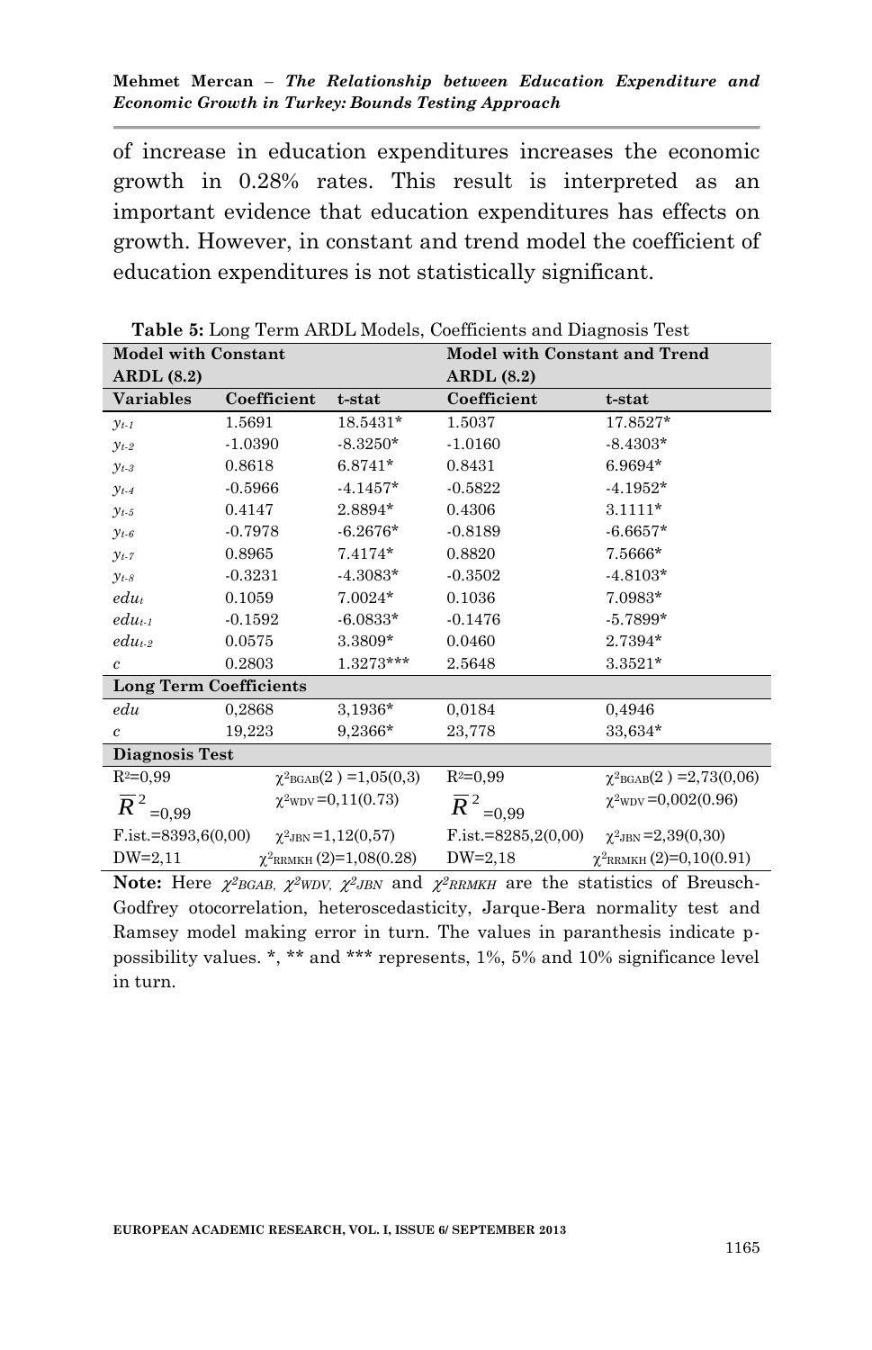of increase in education expenditures increases the economic growth in 0.28% rates. This result is interpreted as an important evidence that education expenditures has effects on growth. However, in constant and trend model the coefficient of education expenditures is not statistically significant.

**Table 5:** Long Term ARDL Models, Coefficients and Diagnosis Test

| **Model with Constant ARDL (8.2)** | | | **Model with Constant and Trend ARDL (8.2)** | |
|---|---|---|---|---|
| **Variables** | **Coefficient** | **t-stat** | **Coefficient** | **t-stat** |
| $y_{t-1}$ | 1.5691 | 18.5431* | 1.5037 | 17.8527* |
| $y_{t-2}$ | -1.0390 | -8.3250* | -1.0160 | -8.4303* |
| $y_{t-3}$ | 0.8618 | 6.8741* | 0.8431 | 6.9694* |
| $y_{t-4}$ | -0.5966 | -4.1457* | -0.5822 | -4.1952* |
| $y_{t-5}$ | 0.4147 | 2.8894* | 0.4306 | 3.1111* |
| $y_{t-6}$ | -0.7978 | -6.2676* | -0.8189 | -6.6657* |
| $y_{t-7}$ | 0.8965 | 7.4174* | 0.8820 | 7.5666* |
| $y_{t-8}$ | -0.3231 | -4.3083* | -0.3502 | -4.8103* |
| $edu_t$ | 0.1059 | 7.0024* | 0.1036 | 7.0983* |
| $edu_{t-1}$ | -0.1592 | -6.0833* | -0.1476 | -5.7899* |
| $edu_{t-2}$ | 0.0575 | 3.3809* | 0.0460 | 2.7394* |
| $c$ | 0.2803 | 1.3273*** | 2.5648 | 3.3521* |
| **Long Term Coefficients** | | | | |
| $edu$ | 0,2868 | 3,1936* | 0,0184 | 0,4946 |
| $c$ | 19,223 | 9,2366* | 23,778 | 33,634* |
| **Diagnosis Test** | | | | |
| $R^2$=0,99 | $\chi^2_{BGAB}(2)$ =1,05(0,3) | | $R^2$=0,99 | $\chi^2_{BGAB}(2)$ =2,73(0,06) |
| $\bar{R}^2$=0,99 | $\chi^2_{WDV}$ =0,11(0.73) | | $\bar{R}^2$=0,99 | $\chi^2_{WDV}$ =0,002(0.96) |
| F.ist.=8393,6(0,00) | $\chi^2_{JBN}$ =1,12(0,57) | | F.ist.=8285,2(0,00) | $\chi^2_{JBN}$ =2,39(0,30) |
| DW=2,11 | $\chi^2_{RRMKH}(2)$=1,08(0.28) | | DW=2,18 | $\chi^2_{RRMKH}(2)$=0,10(0.91) |

**Note:** Here $\chi^2 BGAB$, $\chi^2 WDV$, $\chi^2 JBN$ and $\chi^2 RRMKH$ are the statistics of Breusch-Godfrey otocorrelation, heteroscedasticity, Jarque-Bera normality test and Ramsey model making error in turn. The values in paranthesis indicate p-possibility values. *, ** and *** represents, 1%, 5% and 10% significance level in turn.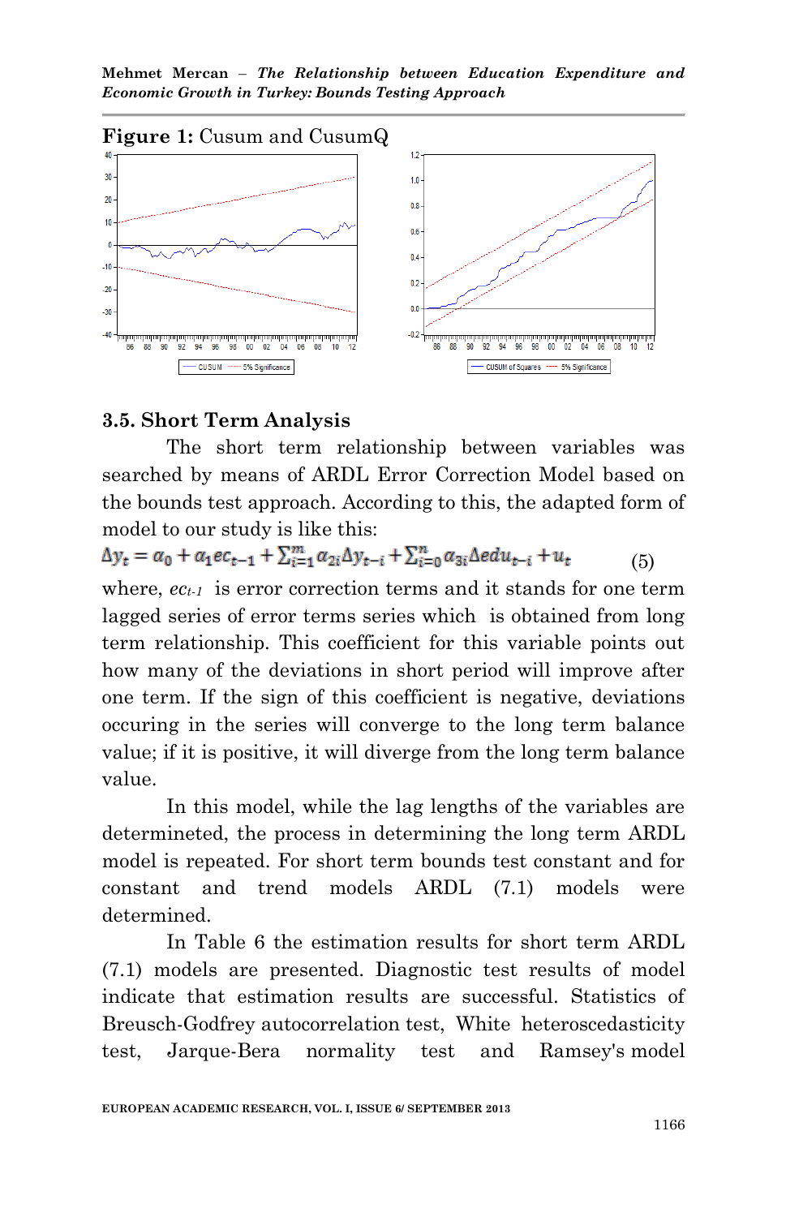**Figure 1:** Cusum and CusumQ

### 3.5. Short Term Analysis

The short term relationship between variables was searched by means of ARDL Error Correction Model based on the bounds test approach. According to this, the adapted form of model to our study is like this:

$$\Delta y_t = \alpha_0 + \alpha_1 ec_{t-1} + \sum_{i=1}^{m} \alpha_{2i} \Delta y_{t-i} + \sum_{i=0}^{n} \alpha_{3i} \Delta edu_{t-i} + u_t \qquad (5)$$

where, $ec_{t-1}$ is error correction terms and it stands for one term lagged series of error terms series which is obtained from long term relationship. This coefficient for this variable points out how many of the deviations in short period will improve after one term. If the sign of this coefficient is negative, deviations occuring in the series will converge to the long term balance value; if it is positive, it will diverge from the long term balance value.

In this model, while the lag lengths of the variables are determineted, the process in determining the long term ARDL model is repeated. For short term bounds test constant and for constant and trend models ARDL (7.1) models were determined.

In Table 6 the estimation results for short term ARDL (7.1) models are presented. Diagnostic test results of model indicate that estimation results are successful. Statistics of Breusch-Godfrey autocorrelation test, White heteroscedasticity test, Jarque-Bera normality test and Ramsey's model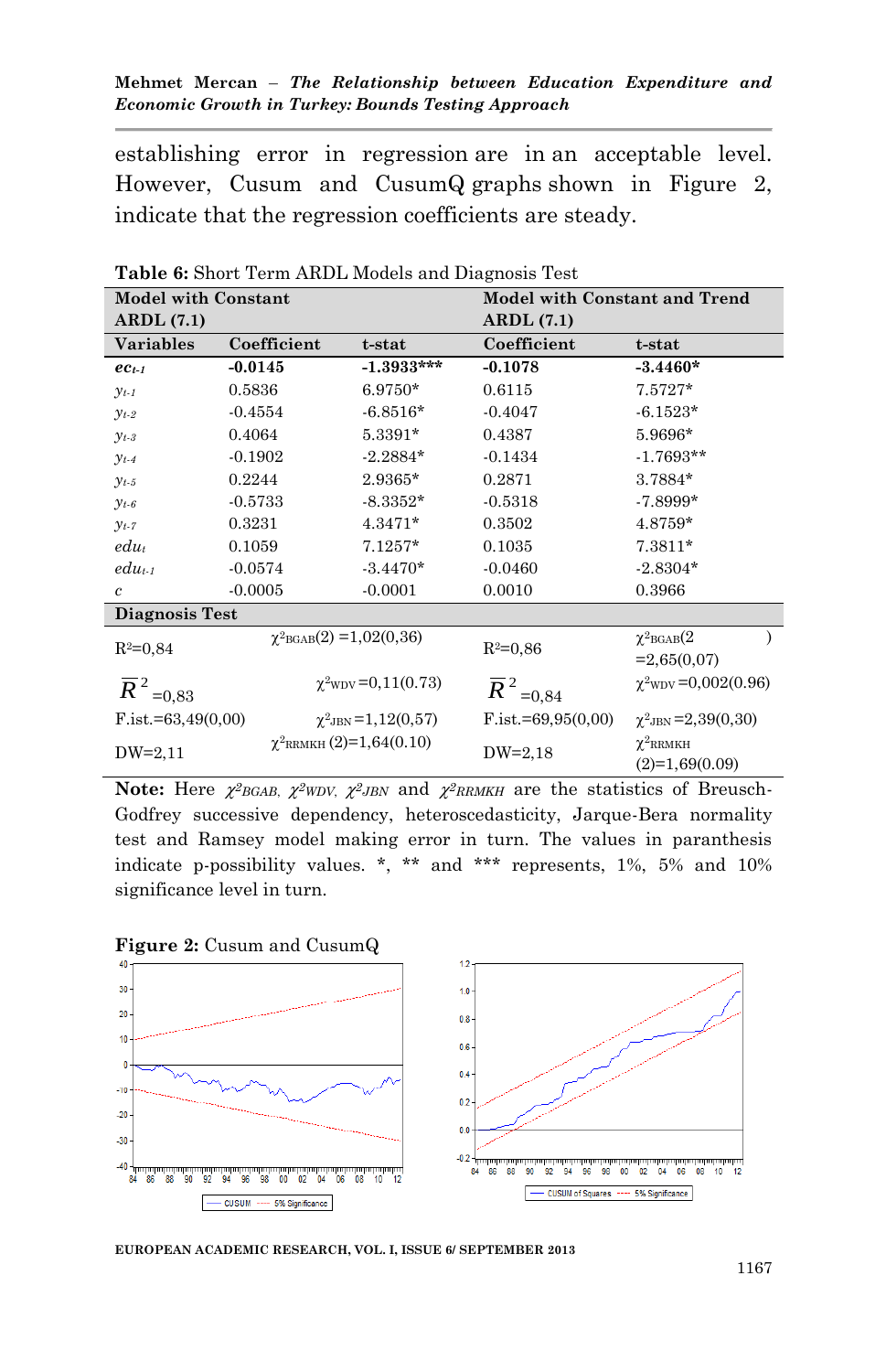establishing error in regression are in an acceptable level. However, Cusum and CusumQ graphs shown in Figure 2, indicate that the regression coefficients are steady.

**Table 6:** Short Term ARDL Models and Diagnosis Test

| **Model with Constant ARDL (7.1)** | | | **Model with Constant and Trend ARDL (7.1)** | |
|---|---|---|---|---|
| **Variables** | **Coefficient** | **t-stat** | **Coefficient** | **t-stat** |
| $ec_{t-1}$ | **-0.0145** | **-1.3933*** ** | **-0.1078** | **-3.4460*** |
| $y_{t-1}$ | 0.5836 | 6.9750* | 0.6115 | 7.5727* |
| $y_{t-2}$ | -0.4554 | -6.8516* | -0.4047 | -6.1523* |
| $y_{t-3}$ | 0.4064 | 5.3391* | 0.4387 | 5.9696* |
| $y_{t-4}$ | -0.1902 | -2.2884* | -0.1434 | -1.7693** |
| $y_{t-5}$ | 0.2244 | 2.9365* | 0.2871 | 3.7884* |
| $y_{t-6}$ | -0.5733 | -8.3352* | -0.5318 | -7.8999* |
| $y_{t-7}$ | 0.3231 | 4.3471* | 0.3502 | 4.8759* |
| $edu_t$ | 0.1059 | 7.1257* | 0.1035 | 7.3811* |
| $edu_{t-1}$ | -0.0574 | -3.4470* | -0.0460 | -2.8304* |
| $c$ | -0.0005 | -0.0001 | 0.0010 | 0.3966 |
| **Diagnosis Test** | | | | |
| $R^2$=0,84 | $\chi^2_{BGAB}(2)$ =1,02(0,36) | | $R^2$=0,86 | $\chi^2_{BGAB}(2)$ =2,65(0,07) |
| $\bar{R}^2$=0,83 | $\chi^2_{WDV}$=0,11(0.73) | | $\bar{R}^2$=0,84 | $\chi^2_{WDV}$=0,002(0.96) |
| F.ist.=63,49(0,00) | $\chi^2_{JBN}$=1,12(0,57) | | F.ist.=69,95(0,00) | $\chi^2_{JBN}$=2,39(0,30) |
| DW=2,11 | $\chi^2_{RRMKH}$ (2)=1,64(0.10) | | DW=2,18 | $\chi^2_{RRMKH}$ (2)=1,69(0.09) |

**Note:** Here $\chi^2_{BGAB}$, $\chi^2_{WDV}$, $\chi^2_{JBN}$ and $\chi^2_{RRMKH}$ are the statistics of Breusch-Godfrey successive dependency, heteroscedasticity, Jarque-Bera normality test and Ramsey model making error in turn. The values in paranthesis indicate p-possibility values. *, ** and *** represents, 1%, 5% and 10% significance level in turn.

**Figure 2:** Cusum and CusumQ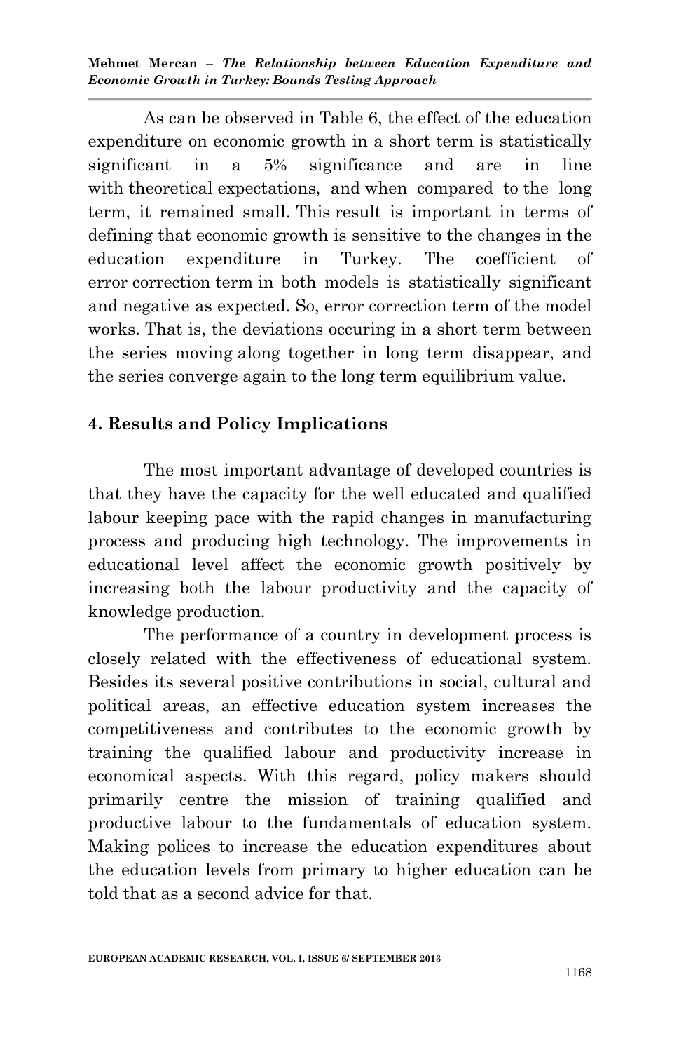As can be observed in Table 6, the effect of the education expenditure on economic growth in a short term is statistically significant in a 5% significance and are in line with theoretical expectations, and when compared to the long term, it remained small. This result is important in terms of defining that economic growth is sensitive to the changes in the education expenditure in Turkey. The coefficient of error correction term in both models is statistically significant and negative as expected. So, error correction term of the model works. That is, the deviations occuring in a short term between the series moving along together in long term disappear, and the series converge again to the long term equilibrium value.

## 4. Results and Policy Implications

The most important advantage of developed countries is that they have the capacity for the well educated and qualified labour keeping pace with the rapid changes in manufacturing process and producing high technology. The improvements in educational level affect the economic growth positively by increasing both the labour productivity and the capacity of knowledge production.

The performance of a country in development process is closely related with the effectiveness of educational system. Besides its several positive contributions in social, cultural and political areas, an effective education system increases the competitiveness and contributes to the economic growth by training the qualified labour and productivity increase in economical aspects. With this regard, policy makers should primarily centre the mission of training qualified and productive labour to the fundamentals of education system. Making polices to increase the education expenditures about the education levels from primary to higher education can be told that as a second advice for that.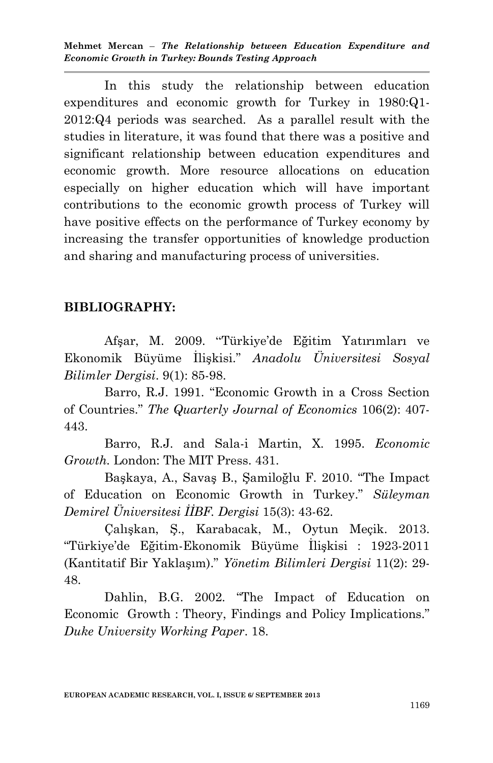In this study the relationship between education expenditures and economic growth for Turkey in 1980:Q1-2012:Q4 periods was searched. As a parallel result with the studies in literature, it was found that there was a positive and significant relationship between education expenditures and economic growth. More resource allocations on education especially on higher education which will have important contributions to the economic growth process of Turkey will have positive effects on the performance of Turkey economy by increasing the transfer opportunities of knowledge production and sharing and manufacturing process of universities.

## BIBLIOGRAPHY:

Afşar, M. 2009. "Türkiye'de Eğitim Yatırımları ve Ekonomik Büyüme İlişkisi." *Anadolu Üniversitesi Sosyal Bilimler Dergisi*. 9(1): 85-98.

Barro, R.J. 1991. "Economic Growth in a Cross Section of Countries." *The Quarterly Journal of Economics* 106(2): 407-443.

Barro, R.J. and Sala-i Martin, X. 1995. *Economic Growth*. London: The MIT Press. 431.

Başkaya, A., Savaş B., Şamiloğlu F. 2010. "The Impact of Education on Economic Growth in Turkey." *Süleyman Demirel Üniversitesi İİBF. Dergisi* 15(3): 43-62.

Çalışkan, Ş., Karabacak, M., Oytun Meçik. 2013. "Türkiye'de Eğitim-Ekonomik Büyüme İlişkisi : 1923-2011 (Kantitatif Bir Yaklaşım)." *Yönetim Bilimleri Dergisi* 11(2): 29-48.

Dahlin, B.G. 2002. "The Impact of Education on Economic Growth : Theory, Findings and Policy Implications." *Duke University Working Paper*. 18.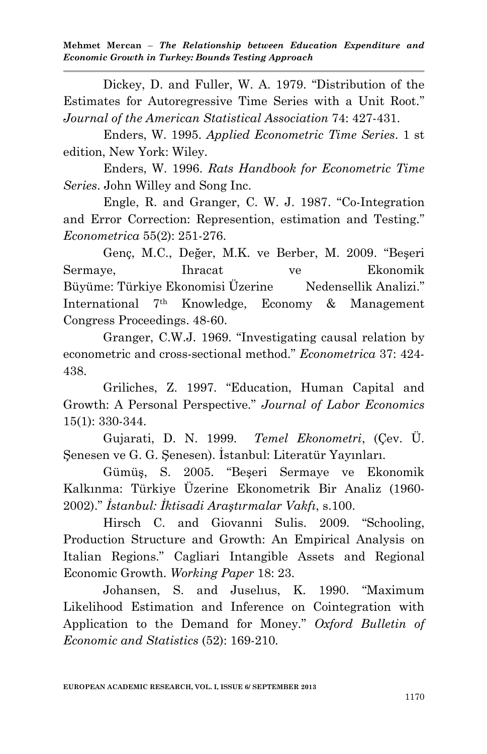Dickey, D. and Fuller, W. A. 1979. "Distribution of the Estimates for Autoregressive Time Series with a Unit Root." *Journal of the American Statistical Association* 74: 427-431.

Enders, W. 1995. *Applied Econometric Time Series*. 1 st edition, New York: Wiley.

Enders, W. 1996. *Rats Handbook for Econometric Time Series*. John Willey and Song Inc.

Engle, R. and Granger, C. W. J. 1987. "Co-Integration and Error Correction: Represention, estimation and Testing." *Econometrica* 55(2): 251-276.

Genç, M.C., Değer, M.K. ve Berber, M. 2009. "Beşeri Sermaye, Ihracat ve Ekonomik Büyüme: Türkiye Ekonomisi Üzerine Nedensellik Analizi." International 7th Knowledge, Economy & Management Congress Proceedings. 48-60.

Granger, C.W.J. 1969. "Investigating causal relation by econometric and cross-sectional method." *Econometrica* 37: 424-438.

Griliches, Z. 1997. "Education, Human Capital and Growth: A Personal Perspective." *Journal of Labor Economics* 15(1): 330-344.

Gujarati, D. N. 1999. *Temel Ekonometri*, (Çev. Ü. Şenesen ve G. G. Şenesen). İstanbul: Literatür Yayınları.

Gümüş, S. 2005. "Beşeri Sermaye ve Ekonomik Kalkınma: Türkiye Üzerine Ekonometrik Bir Analiz (1960-2002)." *İstanbul: İktisadi Araştırmalar Vakfı*, s.100.

Hirsch C. and Giovanni Sulis. 2009. "Schooling, Production Structure and Growth: An Empirical Analysis on Italian Regions." Cagliari Intangible Assets and Regional Economic Growth. *Working Paper* 18: 23.

Johansen, S. and Juselıus, K. 1990. "Maximum Likelihood Estimation and Inference on Cointegration with Application to the Demand for Money." *Oxford Bulletin of Economic and Statistics* (52): 169-210.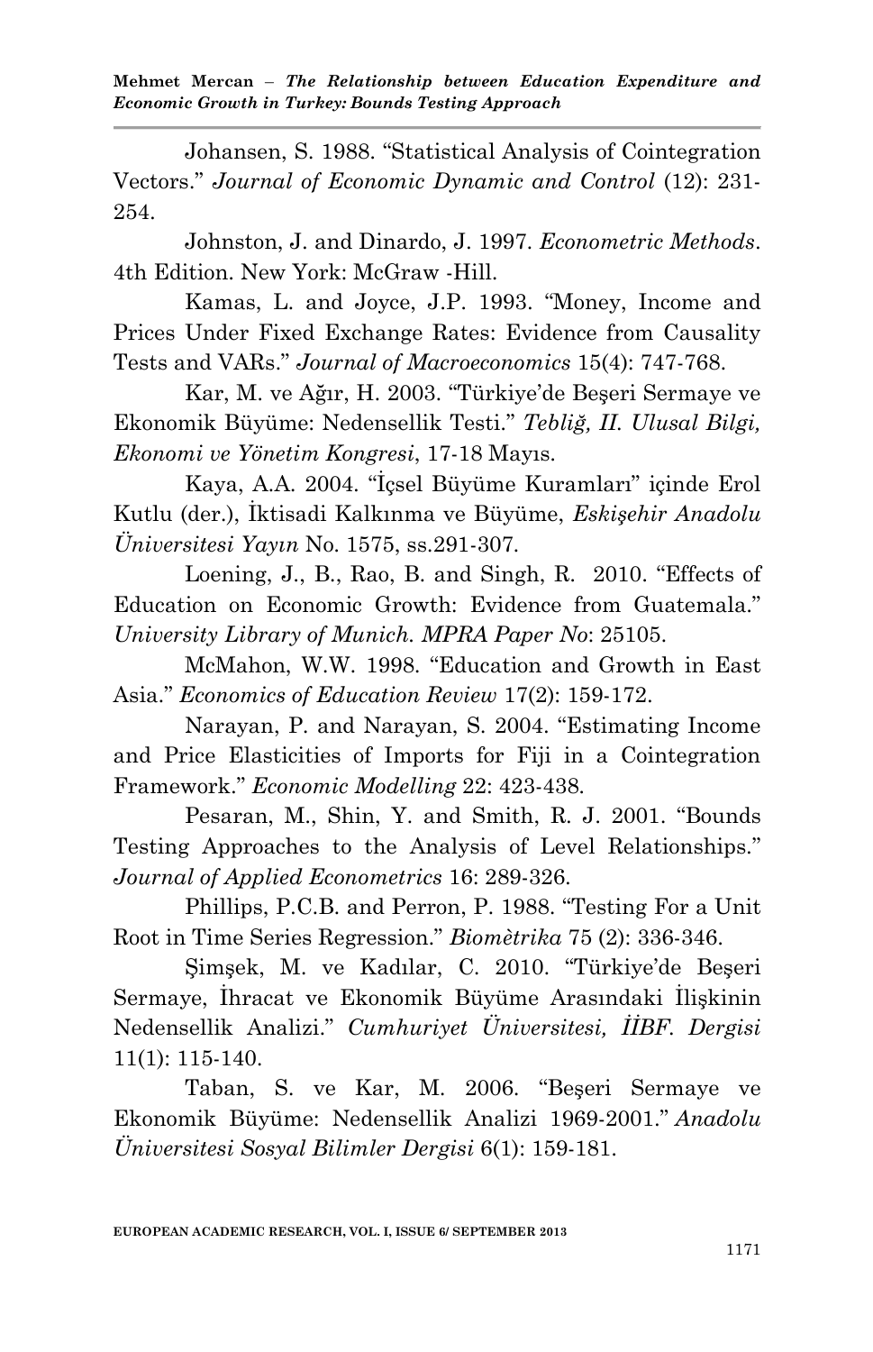Johansen, S. 1988. "Statistical Analysis of Cointegration Vectors." *Journal of Economic Dynamic and Control* (12): 231-254.

Johnston, J. and Dinardo, J. 1997. *Econometric Methods*. 4th Edition. New York: McGraw -Hill.

Kamas, L. and Joyce, J.P. 1993. "Money, Income and Prices Under Fixed Exchange Rates: Evidence from Causality Tests and VARs." *Journal of Macroeconomics* 15(4): 747-768.

Kar, M. ve Ağır, H. 2003. "Türkiye'de Beşeri Sermaye ve Ekonomik Büyüme: Nedensellik Testi." *Tebliğ, II. Ulusal Bilgi, Ekonomi ve Yönetim Kongresi*, 17-18 Mayıs.

Kaya, A.A. 2004. "İçsel Büyüme Kuramları" içinde Erol Kutlu (der.), İktisadi Kalkınma ve Büyüme, *Eskişehir Anadolu Üniversitesi Yayın* No. 1575, ss.291-307.

Loening, J., B., Rao, B. and Singh, R. 2010. "Effects of Education on Economic Growth: Evidence from Guatemala." *University Library of Munich. MPRA Paper No*: 25105.

McMahon, W.W. 1998. "Education and Growth in East Asia." *Economics of Education Review* 17(2): 159-172.

Narayan, P. and Narayan, S. 2004. "Estimating Income and Price Elasticities of Imports for Fiji in a Cointegration Framework." *Economic Modelling* 22: 423-438.

Pesaran, M., Shin, Y. and Smith, R. J. 2001. "Bounds Testing Approaches to the Analysis of Level Relationships." *Journal of Applied Econometrics* 16: 289-326.

Phillips, P.C.B. and Perron, P. 1988. "Testing For a Unit Root in Time Series Regression." *Biomètrika* 75 (2): 336-346.

Şimşek, M. ve Kadılar, C. 2010. "Türkiye'de Beşeri Sermaye, İhracat ve Ekonomik Büyüme Arasındaki İlişkinin Nedensellik Analizi." *Cumhuriyet Üniversitesi, İİBF. Dergisi* 11(1): 115-140.

Taban, S. ve Kar, M. 2006. "Beşeri Sermaye ve Ekonomik Büyüme: Nedensellik Analizi 1969-2001." *Anadolu Üniversitesi Sosyal Bilimler Dergisi* 6(1): 159-181.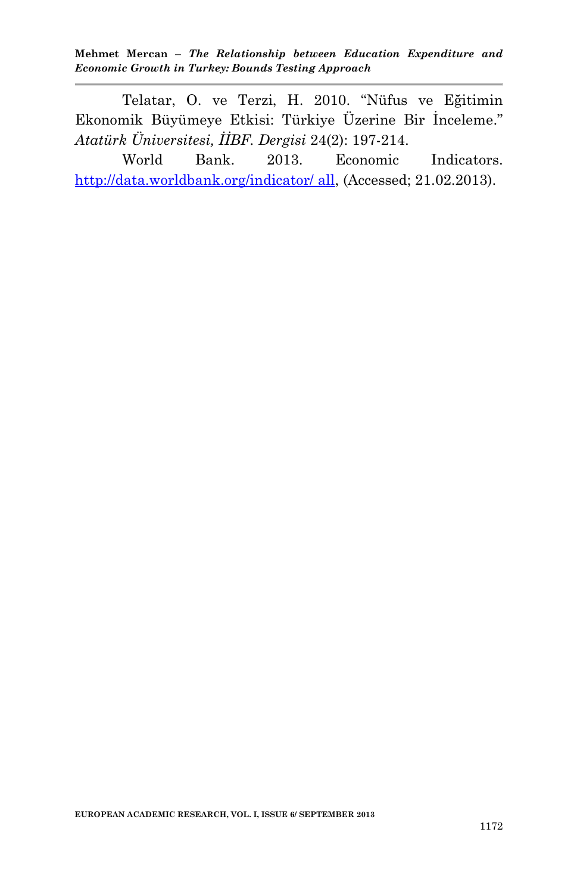Telatar, O. ve Terzi, H. 2010. "Nüfus ve Eğitimin Ekonomik Büyümeye Etkisi: Türkiye Üzerine Bir İnceleme." *Atatürk Üniversitesi, İİBF. Dergisi* 24(2): 197-214.

World Bank. 2013. Economic Indicators. http://data.worldbank.org/indicator/ all, (Accessed; 21.02.2013).